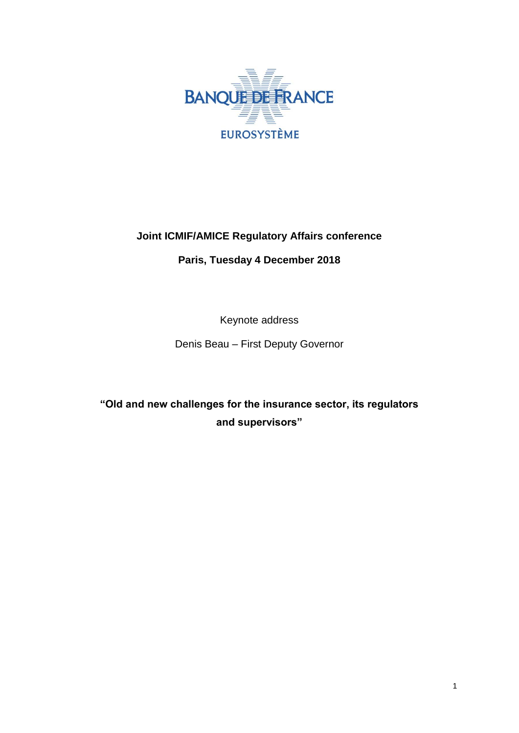BANQUE DE FRANCE

EUROSYSTÈME

**Joint ICMIF/AMICE Regulatory Affairs conference**

**Paris, Tuesday 4 December 2018**

Keynote address

Denis Beau – First Deputy Governor

# "Old and new challenges for the insurance sector, its regulators and supervisors"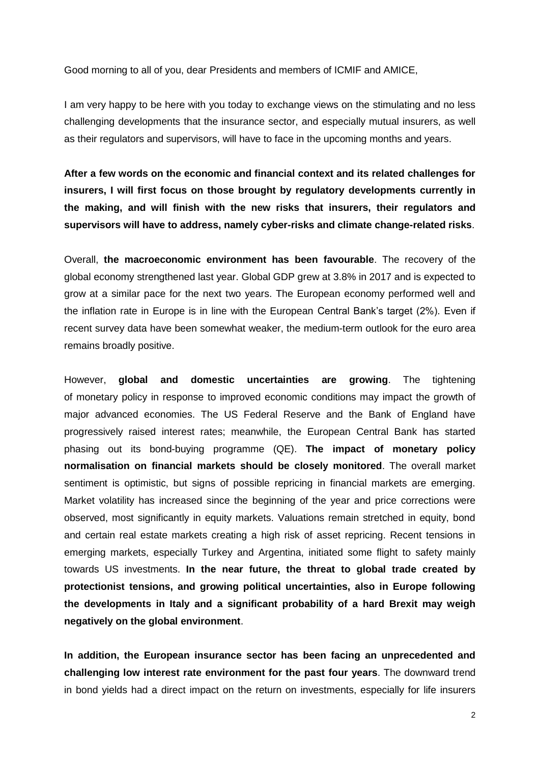Good morning to all of you, dear Presidents and members of ICMIF and AMICE,

I am very happy to be here with you today to exchange views on the stimulating and no less challenging developments that the insurance sector, and especially mutual insurers, as well as their regulators and supervisors, will have to face in the upcoming months and years.

**After a few words on the economic and financial context and its related challenges for insurers, I will first focus on those brought by regulatory developments currently in the making, and will finish with the new risks that insurers, their regulators and supervisors will have to address, namely cyber-risks and climate change-related risks**.

Overall, **the macroeconomic environment has been favourable**. The recovery of the global economy strengthened last year. Global GDP grew at 3.8% in 2017 and is expected to grow at a similar pace for the next two years. The European economy performed well and the inflation rate in Europe is in line with the European Central Bank's target (2%). Even if recent survey data have been somewhat weaker, the medium-term outlook for the euro area remains broadly positive.

However, **global and domestic uncertainties are growing**. The tightening of monetary policy in response to improved economic conditions may impact the growth of major advanced economies. The US Federal Reserve and the Bank of England have progressively raised interest rates; meanwhile, the European Central Bank has started phasing out its bond-buying programme (QE). **The impact of monetary policy normalisation on financial markets should be closely monitored**. The overall market sentiment is optimistic, but signs of possible repricing in financial markets are emerging. Market volatility has increased since the beginning of the year and price corrections were observed, most significantly in equity markets. Valuations remain stretched in equity, bond and certain real estate markets creating a high risk of asset repricing. Recent tensions in emerging markets, especially Turkey and Argentina, initiated some flight to safety mainly towards US investments. **In the near future, the threat to global trade created by protectionist tensions, and growing political uncertainties, also in Europe following the developments in Italy and a significant probability of a hard Brexit may weigh negatively on the global environment**.

**In addition, the European insurance sector has been facing an unprecedented and challenging low interest rate environment for the past four years**. The downward trend in bond yields had a direct impact on the return on investments, especially for life insurers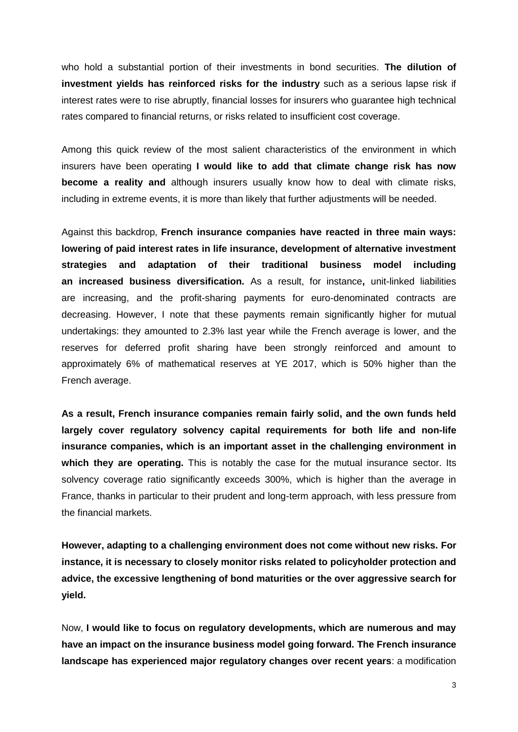who hold a substantial portion of their investments in bond securities. **The dilution of investment yields has reinforced risks for the industry** such as a serious lapse risk if interest rates were to rise abruptly, financial losses for insurers who guarantee high technical rates compared to financial returns, or risks related to insufficient cost coverage.

Among this quick review of the most salient characteristics of the environment in which insurers have been operating **I would like to add that climate change risk has now become a reality and** although insurers usually know how to deal with climate risks, including in extreme events, it is more than likely that further adjustments will be needed.

Against this backdrop, **French insurance companies have reacted in three main ways: lowering of paid interest rates in life insurance, development of alternative investment strategies and adaptation of their traditional business model including an increased business diversification.** As a result, for instance**,** unit-linked liabilities are increasing, and the profit-sharing payments for euro-denominated contracts are decreasing. However, I note that these payments remain significantly higher for mutual undertakings: they amounted to 2.3% last year while the French average is lower, and the reserves for deferred profit sharing have been strongly reinforced and amount to approximately 6% of mathematical reserves at YE 2017, which is 50% higher than the French average.

**As a result, French insurance companies remain fairly solid, and the own funds held largely cover regulatory solvency capital requirements for both life and non-life insurance companies, which is an important asset in the challenging environment in which they are operating.** This is notably the case for the mutual insurance sector. Its solvency coverage ratio significantly exceeds 300%, which is higher than the average in France, thanks in particular to their prudent and long-term approach, with less pressure from the financial markets.

**However, adapting to a challenging environment does not come without new risks. For instance, it is necessary to closely monitor risks related to policyholder protection and advice, the excessive lengthening of bond maturities or the over aggressive search for yield.**

Now, **I would like to focus on regulatory developments, which are numerous and may have an impact on the insurance business model going forward. The French insurance landscape has experienced major regulatory changes over recent years**: a modification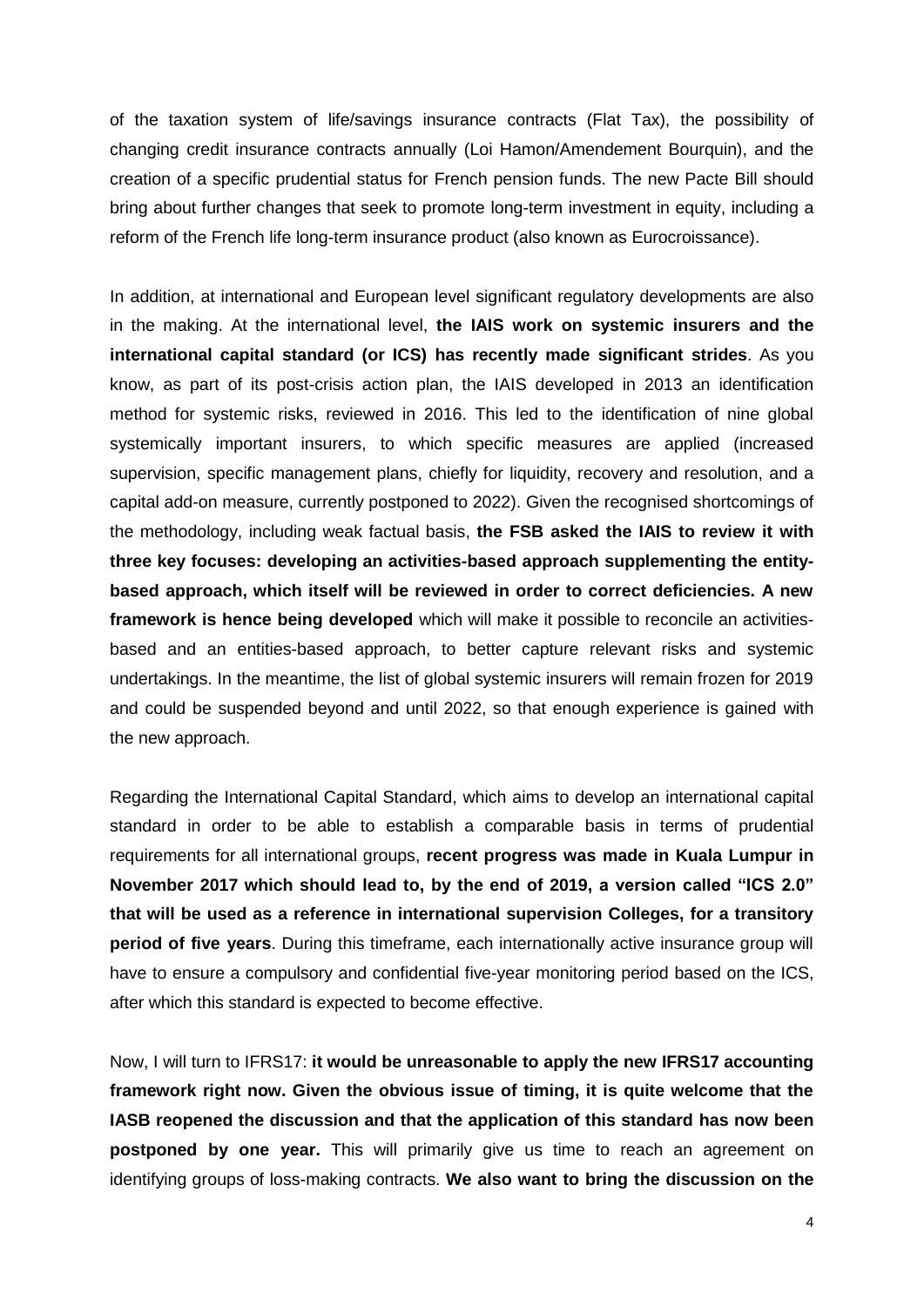of the taxation system of life/savings insurance contracts (Flat Tax), the possibility of changing credit insurance contracts annually (Loi Hamon/Amendement Bourquin), and the creation of a specific prudential status for French pension funds. The new Pacte Bill should bring about further changes that seek to promote long-term investment in equity, including a reform of the French life long-term insurance product (also known as Eurocroissance).

In addition, at international and European level significant regulatory developments are also in the making. At the international level, **the IAIS work on systemic insurers and the international capital standard (or ICS) has recently made significant strides**. As you know, as part of its post-crisis action plan, the IAIS developed in 2013 an identification method for systemic risks, reviewed in 2016. This led to the identification of nine global systemically important insurers, to which specific measures are applied (increased supervision, specific management plans, chiefly for liquidity, recovery and resolution, and a capital add-on measure, currently postponed to 2022). Given the recognised shortcomings of the methodology, including weak factual basis, **the FSB asked the IAIS to review it with three key focuses: developing an activities-based approach supplementing the entity-based approach, which itself will be reviewed in order to correct deficiencies. A new framework is hence being developed** which will make it possible to reconcile an activities-based and an entities-based approach, to better capture relevant risks and systemic undertakings. In the meantime, the list of global systemic insurers will remain frozen for 2019 and could be suspended beyond and until 2022, so that enough experience is gained with the new approach.

Regarding the International Capital Standard, which aims to develop an international capital standard in order to be able to establish a comparable basis in terms of prudential requirements for all international groups, **recent progress was made in Kuala Lumpur in November 2017 which should lead to, by the end of 2019, a version called "ICS 2.0" that will be used as a reference in international supervision Colleges, for a transitory period of five years**. During this timeframe, each internationally active insurance group will have to ensure a compulsory and confidential five-year monitoring period based on the ICS, after which this standard is expected to become effective.

Now, I will turn to IFRS17: **it would be unreasonable to apply the new IFRS17 accounting framework right now. Given the obvious issue of timing, it is quite welcome that the IASB reopened the discussion and that the application of this standard has now been postponed by one year.** This will primarily give us time to reach an agreement on identifying groups of loss-making contracts. **We also want to bring the discussion on the**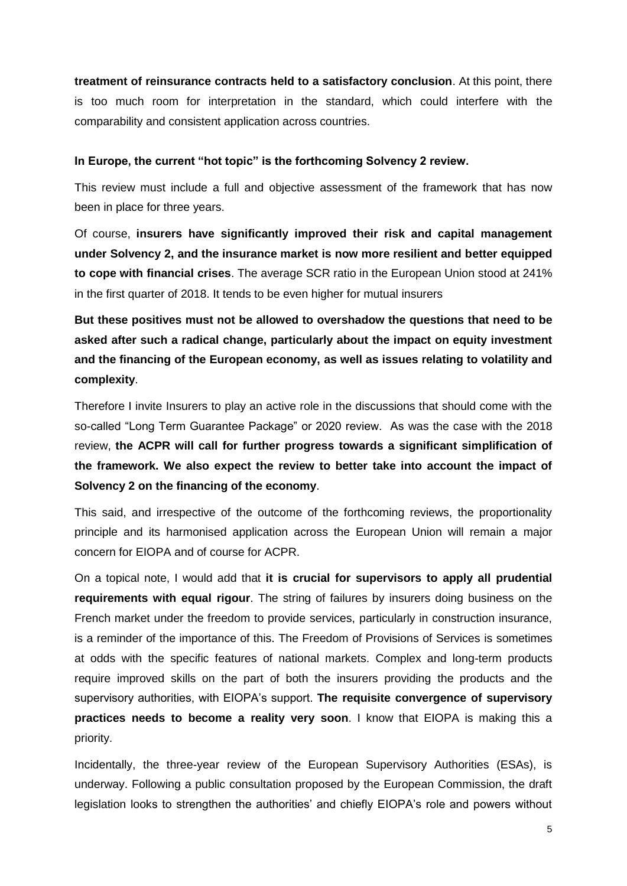**treatment of reinsurance contracts held to a satisfactory conclusion**. At this point, there is too much room for interpretation in the standard, which could interfere with the comparability and consistent application across countries.

**In Europe, the current "hot topic" is the forthcoming Solvency 2 review.**

This review must include a full and objective assessment of the framework that has now been in place for three years.

Of course, **insurers have significantly improved their risk and capital management under Solvency 2, and the insurance market is now more resilient and better equipped to cope with financial crises**. The average SCR ratio in the European Union stood at 241% in the first quarter of 2018. It tends to be even higher for mutual insurers

**But these positives must not be allowed to overshadow the questions that need to be asked after such a radical change, particularly about the impact on equity investment and the financing of the European economy, as well as issues relating to volatility and complexity**.

Therefore I invite Insurers to play an active role in the discussions that should come with the so-called "Long Term Guarantee Package" or 2020 review. As was the case with the 2018 review, **the ACPR will call for further progress towards a significant simplification of the framework. We also expect the review to better take into account the impact of Solvency 2 on the financing of the economy**.

This said, and irrespective of the outcome of the forthcoming reviews, the proportionality principle and its harmonised application across the European Union will remain a major concern for EIOPA and of course for ACPR.

On a topical note, I would add that **it is crucial for supervisors to apply all prudential requirements with equal rigour**. The string of failures by insurers doing business on the French market under the freedom to provide services, particularly in construction insurance, is a reminder of the importance of this. The Freedom of Provisions of Services is sometimes at odds with the specific features of national markets. Complex and long-term products require improved skills on the part of both the insurers providing the products and the supervisory authorities, with EIOPA's support. **The requisite convergence of supervisory practices needs to become a reality very soon**. I know that EIOPA is making this a priority.

Incidentally, the three-year review of the European Supervisory Authorities (ESAs), is underway. Following a public consultation proposed by the European Commission, the draft legislation looks to strengthen the authorities' and chiefly EIOPA's role and powers without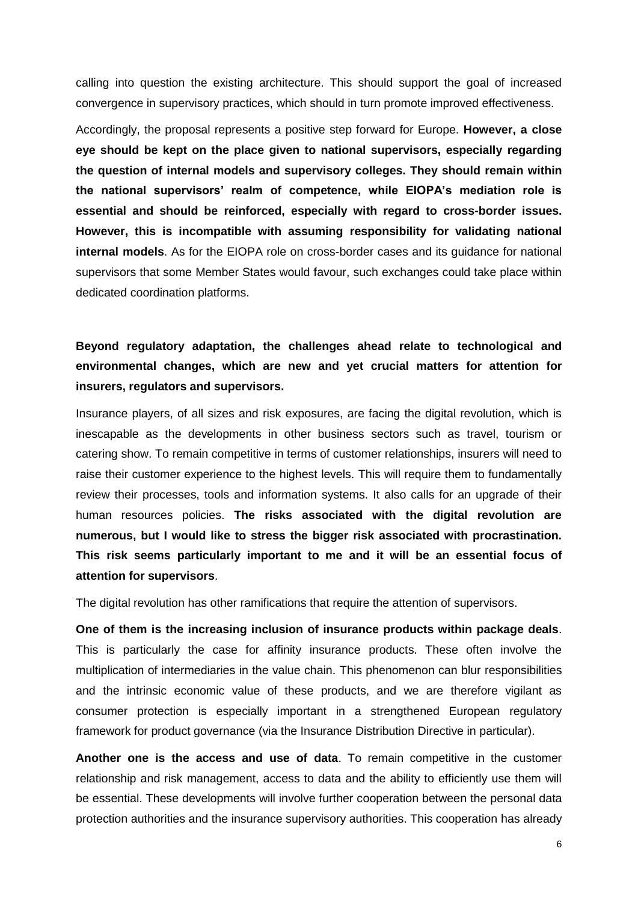calling into question the existing architecture. This should support the goal of increased convergence in supervisory practices, which should in turn promote improved effectiveness.

Accordingly, the proposal represents a positive step forward for Europe. **However, a close eye should be kept on the place given to national supervisors, especially regarding the question of internal models and supervisory colleges. They should remain within the national supervisors' realm of competence, while EIOPA's mediation role is essential and should be reinforced, especially with regard to cross-border issues. However, this is incompatible with assuming responsibility for validating national internal models**. As for the EIOPA role on cross-border cases and its guidance for national supervisors that some Member States would favour, such exchanges could take place within dedicated coordination platforms.

**Beyond regulatory adaptation, the challenges ahead relate to technological and environmental changes, which are new and yet crucial matters for attention for insurers, regulators and supervisors.**

Insurance players, of all sizes and risk exposures, are facing the digital revolution, which is inescapable as the developments in other business sectors such as travel, tourism or catering show. To remain competitive in terms of customer relationships, insurers will need to raise their customer experience to the highest levels. This will require them to fundamentally review their processes, tools and information systems. It also calls for an upgrade of their human resources policies. **The risks associated with the digital revolution are numerous, but I would like to stress the bigger risk associated with procrastination. This risk seems particularly important to me and it will be an essential focus of attention for supervisors**.

The digital revolution has other ramifications that require the attention of supervisors.

**One of them is the increasing inclusion of insurance products within package deals**. This is particularly the case for affinity insurance products. These often involve the multiplication of intermediaries in the value chain. This phenomenon can blur responsibilities and the intrinsic economic value of these products, and we are therefore vigilant as consumer protection is especially important in a strengthened European regulatory framework for product governance (via the Insurance Distribution Directive in particular).

**Another one is the access and use of data**. To remain competitive in the customer relationship and risk management, access to data and the ability to efficiently use them will be essential. These developments will involve further cooperation between the personal data protection authorities and the insurance supervisory authorities. This cooperation has already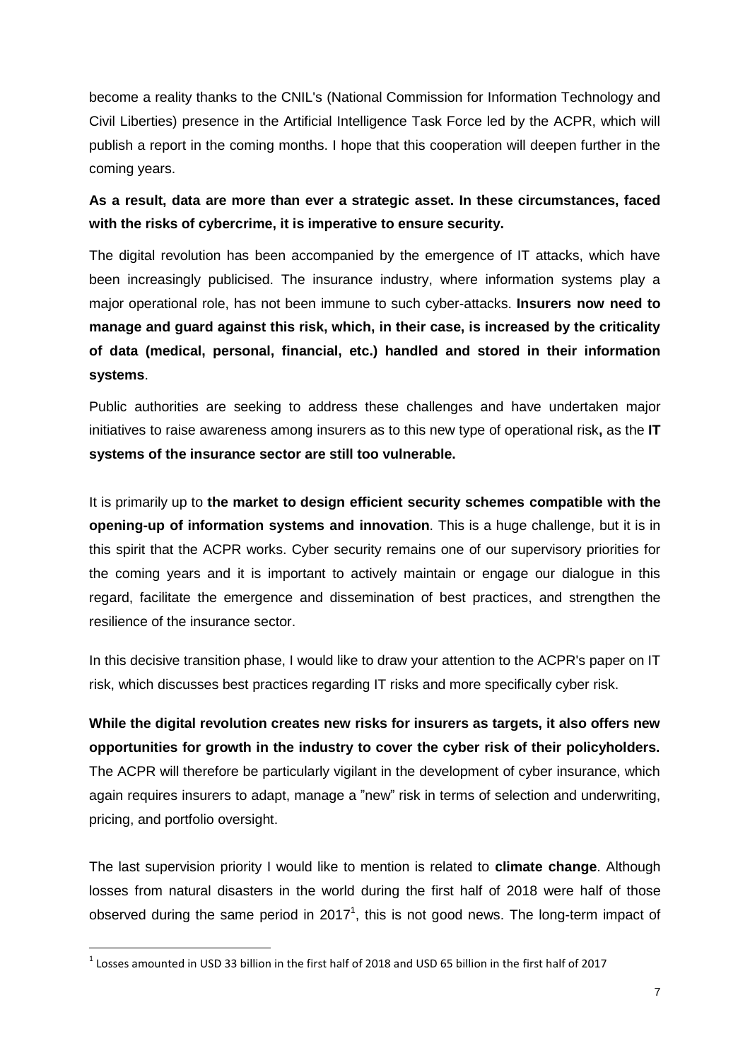become a reality thanks to the CNIL's (National Commission for Information Technology and Civil Liberties) presence in the Artificial Intelligence Task Force led by the ACPR, which will publish a report in the coming months. I hope that this cooperation will deepen further in the coming years.

**As a result, data are more than ever a strategic asset. In these circumstances, faced with the risks of cybercrime, it is imperative to ensure security.**

The digital revolution has been accompanied by the emergence of IT attacks, which have been increasingly publicised. The insurance industry, where information systems play a major operational role, has not been immune to such cyber-attacks. **Insurers now need to manage and guard against this risk, which, in their case, is increased by the criticality of data (medical, personal, financial, etc.) handled and stored in their information systems**.

Public authorities are seeking to address these challenges and have undertaken major initiatives to raise awareness among insurers as to this new type of operational risk**,** as the **IT systems of the insurance sector are still too vulnerable.**

It is primarily up to **the market to design efficient security schemes compatible with the opening-up of information systems and innovation**. This is a huge challenge, but it is in this spirit that the ACPR works. Cyber security remains one of our supervisory priorities for the coming years and it is important to actively maintain or engage our dialogue in this regard, facilitate the emergence and dissemination of best practices, and strengthen the resilience of the insurance sector.

In this decisive transition phase, I would like to draw your attention to the ACPR's paper on IT risk, which discusses best practices regarding IT risks and more specifically cyber risk.

**While the digital revolution creates new risks for insurers as targets, it also offers new opportunities for growth in the industry to cover the cyber risk of their policyholders.** The ACPR will therefore be particularly vigilant in the development of cyber insurance, which again requires insurers to adapt, manage a "new" risk in terms of selection and underwriting, pricing, and portfolio oversight.

The last supervision priority I would like to mention is related to **climate change**. Although losses from natural disasters in the world during the first half of 2018 were half of those observed during the same period in 2017[1], this is not good news. The long-term impact of

[1] Losses amounted in USD 33 billion in the first half of 2018 and USD 65 billion in the first half of 2017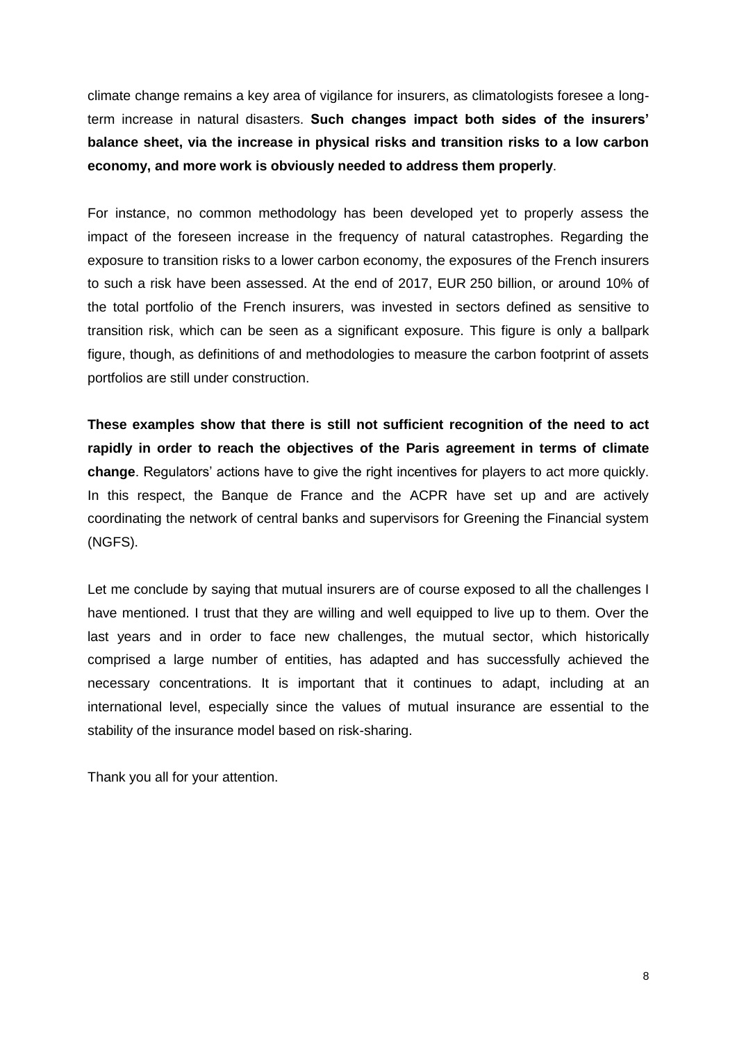climate change remains a key area of vigilance for insurers, as climatologists foresee a long-term increase in natural disasters. **Such changes impact both sides of the insurers' balance sheet, via the increase in physical risks and transition risks to a low carbon economy, and more work is obviously needed to address them properly**.

For instance, no common methodology has been developed yet to properly assess the impact of the foreseen increase in the frequency of natural catastrophes. Regarding the exposure to transition risks to a lower carbon economy, the exposures of the French insurers to such a risk have been assessed. At the end of 2017, EUR 250 billion, or around 10% of the total portfolio of the French insurers, was invested in sectors defined as sensitive to transition risk, which can be seen as a significant exposure. This figure is only a ballpark figure, though, as definitions of and methodologies to measure the carbon footprint of assets portfolios are still under construction.

**These examples show that there is still not sufficient recognition of the need to act rapidly in order to reach the objectives of the Paris agreement in terms of climate change**. Regulators' actions have to give the right incentives for players to act more quickly. In this respect, the Banque de France and the ACPR have set up and are actively coordinating the network of central banks and supervisors for Greening the Financial system (NGFS).

Let me conclude by saying that mutual insurers are of course exposed to all the challenges I have mentioned. I trust that they are willing and well equipped to live up to them. Over the last years and in order to face new challenges, the mutual sector, which historically comprised a large number of entities, has adapted and has successfully achieved the necessary concentrations. It is important that it continues to adapt, including at an international level, especially since the values of mutual insurance are essential to the stability of the insurance model based on risk-sharing.

Thank you all for your attention.